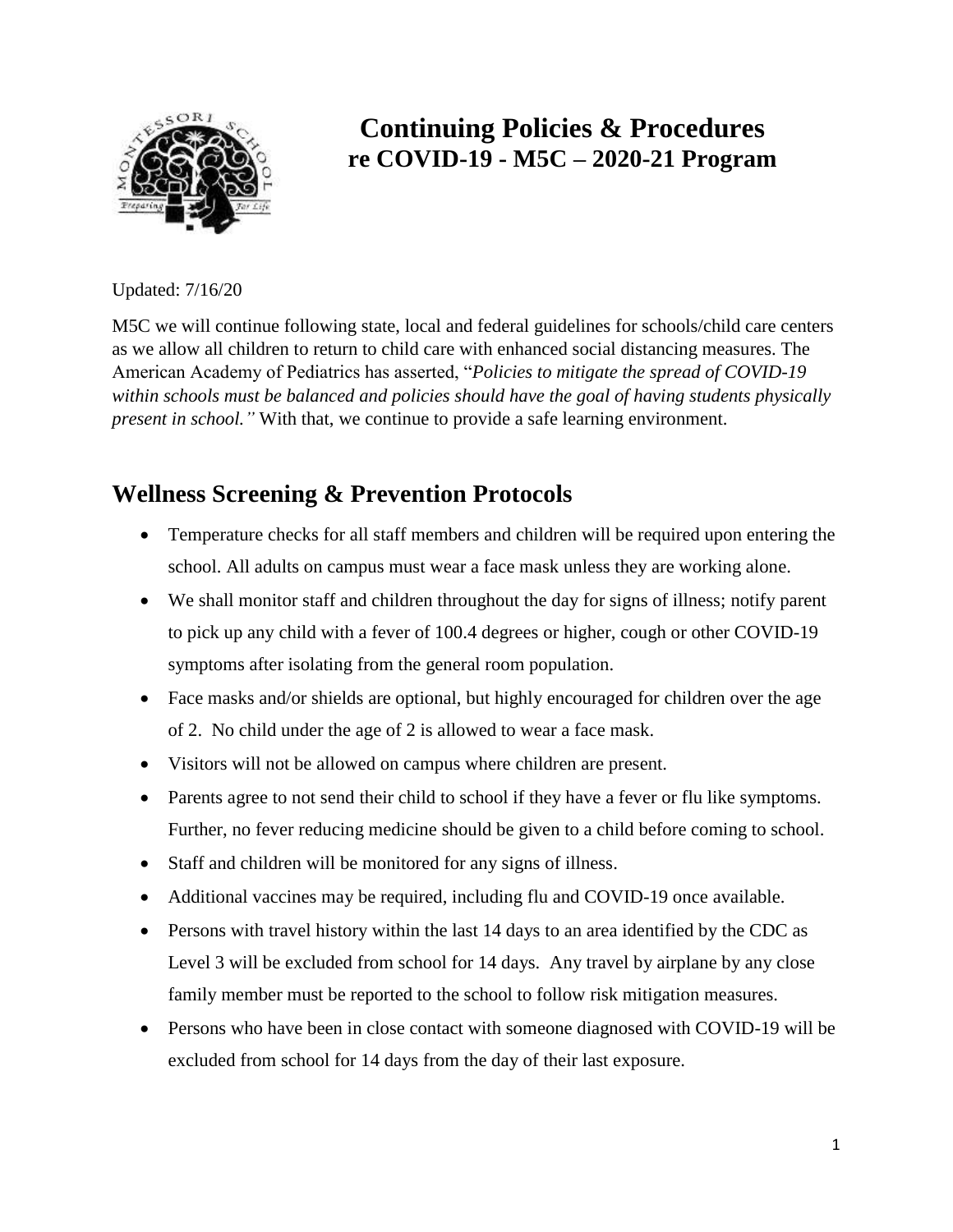# Continuing Policies & Procedures re COVID-19 - M5C – 2020-21 Program

Updated: 7/16/20

M5C we will continue following state, local and federal guidelines for schools/child care centers as we allow all children to return to child care with enhanced social distancing measures. The American Academy of Pediatrics has asserted, "*Policies to mitigate the spread of COVID-19 within schools must be balanced and policies should have the goal of having students physically present in school.*" With that, we continue to provide a safe learning environment.

## Wellness Screening & Prevention Protocols

- Temperature checks for all staff members and children will be required upon entering the school. All adults on campus must wear a face mask unless they are working alone.
- We shall monitor staff and children throughout the day for signs of illness; notify parent to pick up any child with a fever of 100.4 degrees or higher, cough or other COVID-19 symptoms after isolating from the general room population.
- Face masks and/or shields are optional, but highly encouraged for children over the age of 2. No child under the age of 2 is allowed to wear a face mask.
- Visitors will not be allowed on campus where children are present.
- Parents agree to not send their child to school if they have a fever or flu like symptoms. Further, no fever reducing medicine should be given to a child before coming to school.
- Staff and children will be monitored for any signs of illness.
- Additional vaccines may be required, including flu and COVID-19 once available.
- Persons with travel history within the last 14 days to an area identified by the CDC as Level 3 will be excluded from school for 14 days. Any travel by airplane by any close family member must be reported to the school to follow risk mitigation measures.
- Persons who have been in close contact with someone diagnosed with COVID-19 will be excluded from school for 14 days from the day of their last exposure.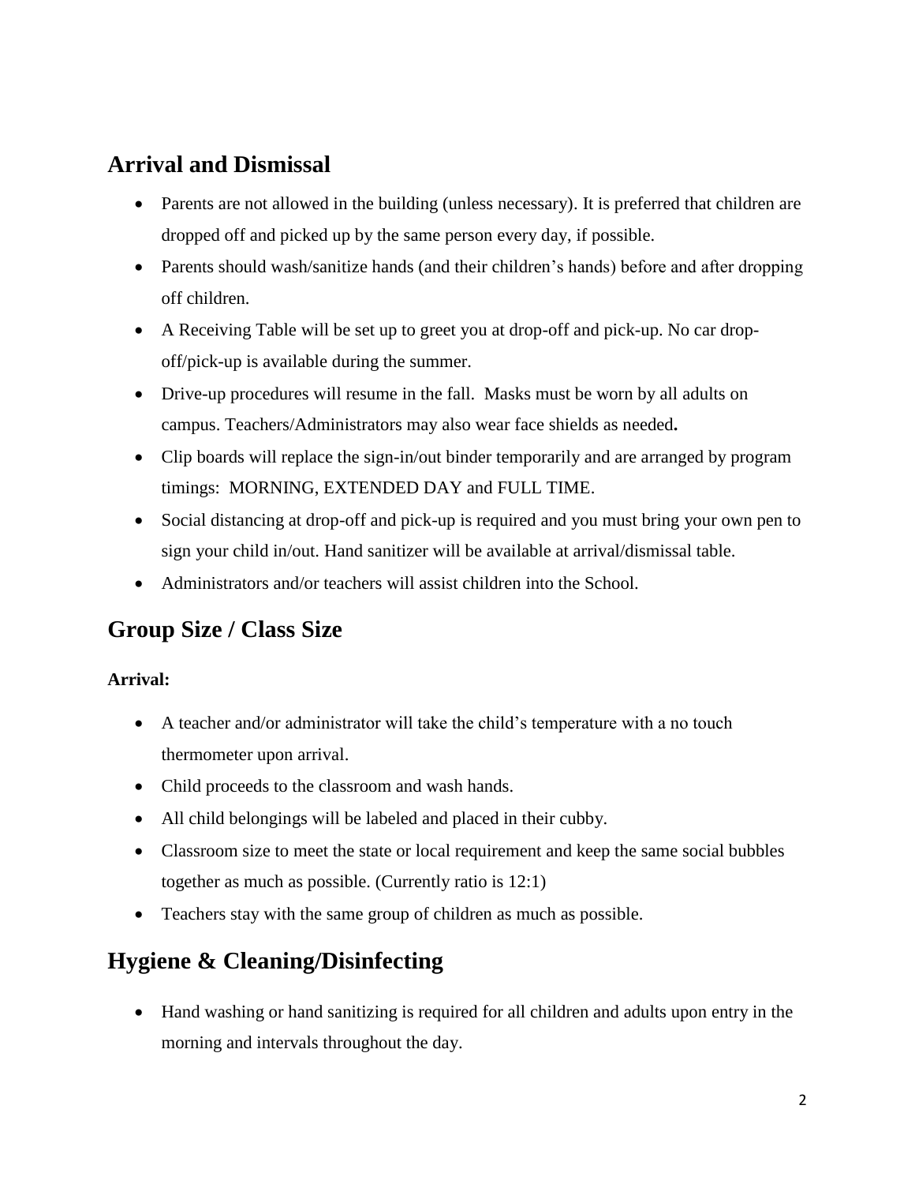## Arrival and Dismissal

- Parents are not allowed in the building (unless necessary). It is preferred that children are dropped off and picked up by the same person every day, if possible.
- Parents should wash/sanitize hands (and their children's hands) before and after dropping off children.
- A Receiving Table will be set up to greet you at drop-off and pick-up. No car drop-off/pick-up is available during the summer.
- Drive-up procedures will resume in the fall. Masks must be worn by all adults on campus. Teachers/Administrators may also wear face shields as needed**.**
- Clip boards will replace the sign-in/out binder temporarily and are arranged by program timings: MORNING, EXTENDED DAY and FULL TIME.
- Social distancing at drop-off and pick-up is required and you must bring your own pen to sign your child in/out. Hand sanitizer will be available at arrival/dismissal table.
- Administrators and/or teachers will assist children into the School.

## Group Size / Class Size

**Arrival:**

- A teacher and/or administrator will take the child's temperature with a no touch thermometer upon arrival.
- Child proceeds to the classroom and wash hands.
- All child belongings will be labeled and placed in their cubby.
- Classroom size to meet the state or local requirement and keep the same social bubbles together as much as possible. (Currently ratio is 12:1)
- Teachers stay with the same group of children as much as possible.

## Hygiene & Cleaning/Disinfecting

- Hand washing or hand sanitizing is required for all children and adults upon entry in the morning and intervals throughout the day.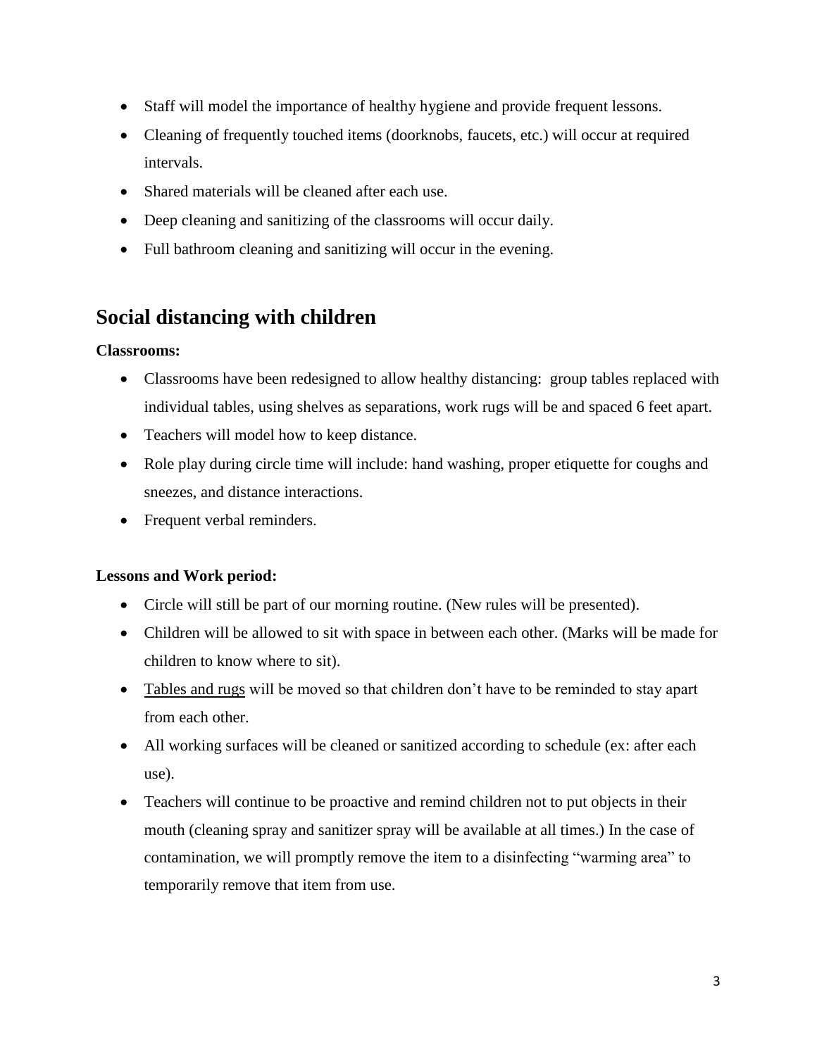- Staff will model the importance of healthy hygiene and provide frequent lessons.
- Cleaning of frequently touched items (doorknobs, faucets, etc.) will occur at required intervals.
- Shared materials will be cleaned after each use.
- Deep cleaning and sanitizing of the classrooms will occur daily.
- Full bathroom cleaning and sanitizing will occur in the evening.

## Social distancing with children

**Classrooms:**

- Classrooms have been redesigned to allow healthy distancing:  group tables replaced with individual tables, using shelves as separations, work rugs will be and spaced 6 feet apart.
- Teachers will model how to keep distance.
- Role play during circle time will include: hand washing, proper etiquette for coughs and sneezes, and distance interactions.
- Frequent verbal reminders.

**Lessons and Work period:**

- Circle will still be part of our morning routine. (New rules will be presented).
- Children will be allowed to sit with space in between each other. (Marks will be made for children to know where to sit).
- Tables and rugs will be moved so that children don't have to be reminded to stay apart from each other.
- All working surfaces will be cleaned or sanitized according to schedule (ex: after each use).
- Teachers will continue to be proactive and remind children not to put objects in their mouth (cleaning spray and sanitizer spray will be available at all times.) In the case of contamination, we will promptly remove the item to a disinfecting "warming area" to temporarily remove that item from use.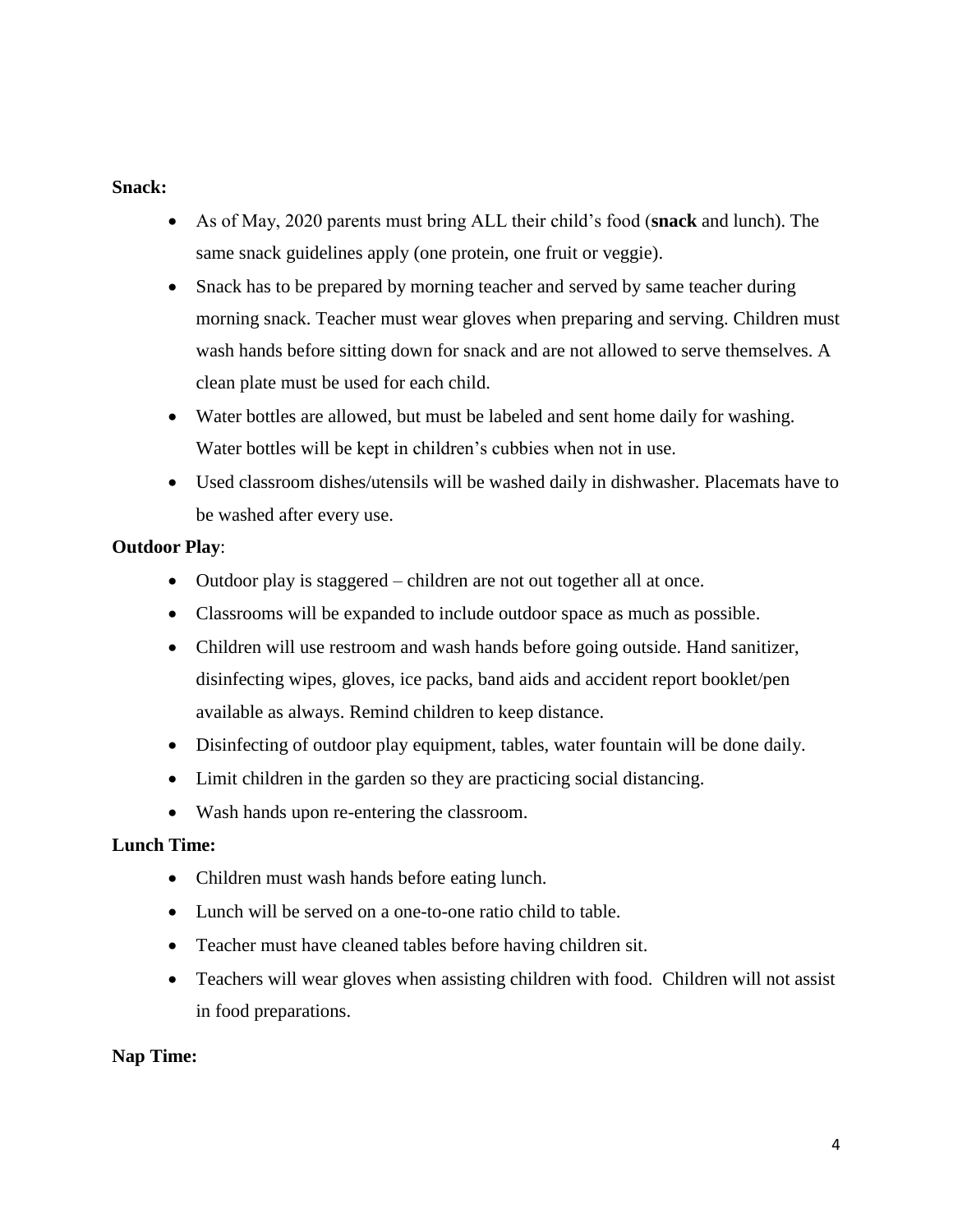**Snack:**

- As of May, 2020 parents must bring ALL their child's food (**snack** and lunch). The same snack guidelines apply (one protein, one fruit or veggie).
- Snack has to be prepared by morning teacher and served by same teacher during morning snack. Teacher must wear gloves when preparing and serving. Children must wash hands before sitting down for snack and are not allowed to serve themselves. A clean plate must be used for each child.
- Water bottles are allowed, but must be labeled and sent home daily for washing. Water bottles will be kept in children's cubbies when not in use.
- Used classroom dishes/utensils will be washed daily in dishwasher. Placemats have to be washed after every use.

**Outdoor Play**:

- Outdoor play is staggered – children are not out together all at once.
- Classrooms will be expanded to include outdoor space as much as possible.
- Children will use restroom and wash hands before going outside. Hand sanitizer, disinfecting wipes, gloves, ice packs, band aids and accident report booklet/pen available as always. Remind children to keep distance.
- Disinfecting of outdoor play equipment, tables, water fountain will be done daily.
- Limit children in the garden so they are practicing social distancing.
- Wash hands upon re-entering the classroom.

**Lunch Time:**

- Children must wash hands before eating lunch.
- Lunch will be served on a one-to-one ratio child to table.
- Teacher must have cleaned tables before having children sit.
- Teachers will wear gloves when assisting children with food. Children will not assist in food preparations.

**Nap Time:**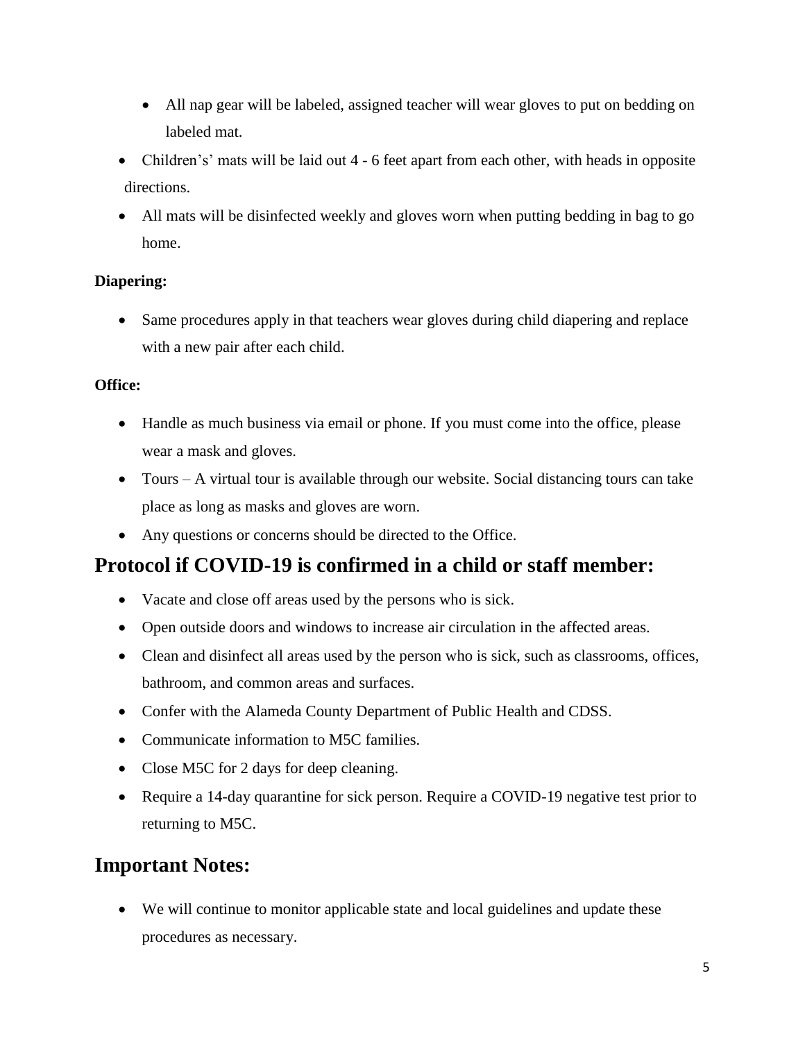- All nap gear will be labeled, assigned teacher will wear gloves to put on bedding on labeled mat.
- Children's' mats will be laid out 4 - 6 feet apart from each other, with heads in opposite directions.
- All mats will be disinfected weekly and gloves worn when putting bedding in bag to go home.

**Diapering:**

- Same procedures apply in that teachers wear gloves during child diapering and replace with a new pair after each child.

**Office:**

- Handle as much business via email or phone. If you must come into the office, please wear a mask and gloves.
- Tours – A virtual tour is available through our website. Social distancing tours can take place as long as masks and gloves are worn.
- Any questions or concerns should be directed to the Office.

## Protocol if COVID-19 is confirmed in a child or staff member:

- Vacate and close off areas used by the persons who is sick.
- Open outside doors and windows to increase air circulation in the affected areas.
- Clean and disinfect all areas used by the person who is sick, such as classrooms, offices, bathroom, and common areas and surfaces.
- Confer with the Alameda County Department of Public Health and CDSS.
- Communicate information to M5C families.
- Close M5C for 2 days for deep cleaning.
- Require a 14-day quarantine for sick person. Require a COVID-19 negative test prior to returning to M5C.

## Important Notes:

- We will continue to monitor applicable state and local guidelines and update these procedures as necessary.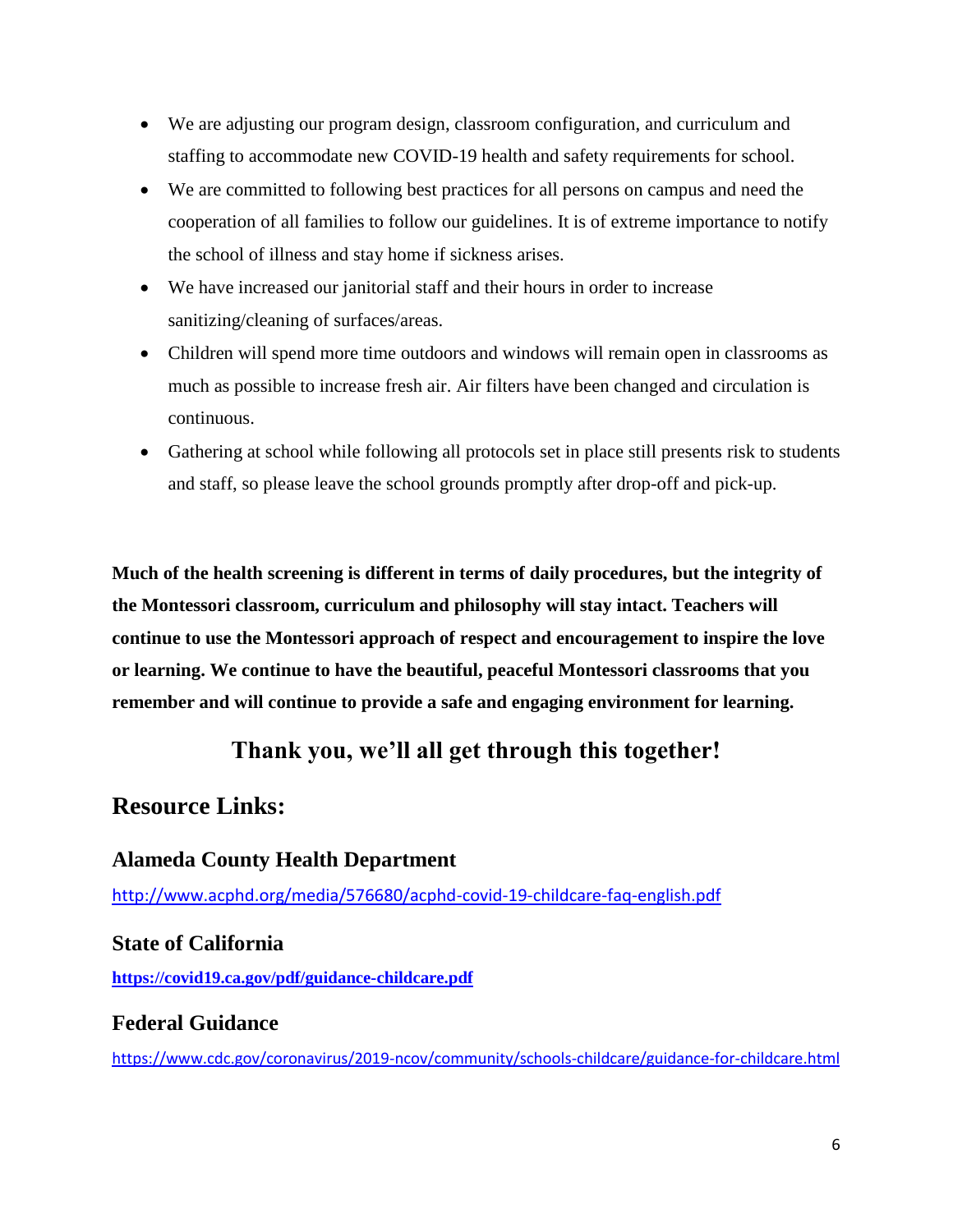- We are adjusting our program design, classroom configuration, and curriculum and staffing to accommodate new COVID-19 health and safety requirements for school.
- We are committed to following best practices for all persons on campus and need the cooperation of all families to follow our guidelines. It is of extreme importance to notify the school of illness and stay home if sickness arises.
- We have increased our janitorial staff and their hours in order to increase sanitizing/cleaning of surfaces/areas.
- Children will spend more time outdoors and windows will remain open in classrooms as much as possible to increase fresh air. Air filters have been changed and circulation is continuous.
- Gathering at school while following all protocols set in place still presents risk to students and staff, so please leave the school grounds promptly after drop-off and pick-up.

**Much of the health screening is different in terms of daily procedures, but the integrity of the Montessori classroom, curriculum and philosophy will stay intact. Teachers will continue to use the Montessori approach of respect and encouragement to inspire the love or learning. We continue to have the beautiful, peaceful Montessori classrooms that you remember and will continue to provide a safe and engaging environment for learning.**

## Thank you, we'll all get through this together!

## Resource Links:

### Alameda County Health Department

http://www.acphd.org/media/576680/acphd-covid-19-childcare-faq-english.pdf

### State of California

**https://covid19.ca.gov/pdf/guidance-childcare.pdf**

### Federal Guidance

https://www.cdc.gov/coronavirus/2019-ncov/community/schools-childcare/guidance-for-childcare.html